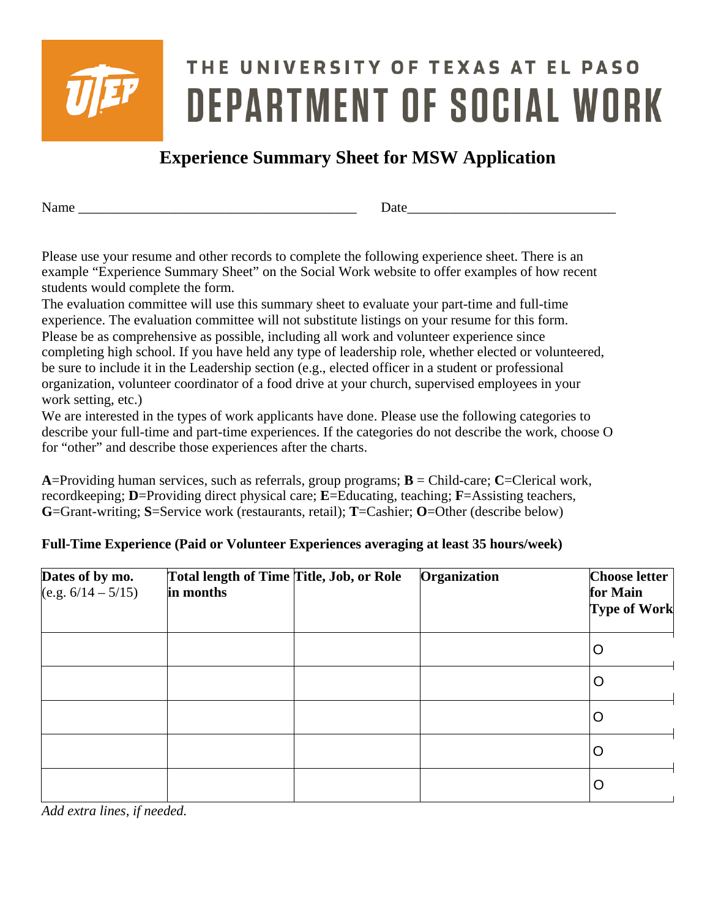# THE UNIVERSITY OF TEXAS AT EL PASO
# DEPARTMENT OF SOCIAL WORK

## Experience Summary Sheet for MSW Application

Name ________________________________________ Date______________________________

Please use your resume and other records to complete the following experience sheet. There is an example "Experience Summary Sheet" on the Social Work website to offer examples of how recent students would complete the form.
The evaluation committee will use this summary sheet to evaluate your part-time and full-time experience. The evaluation committee will not substitute listings on your resume for this form. Please be as comprehensive as possible, including all work and volunteer experience since completing high school. If you have held any type of leadership role, whether elected or volunteered, be sure to include it in the Leadership section (e.g., elected officer in a student or professional organization, volunteer coordinator of a food drive at your church, supervised employees in your work setting, etc.)
We are interested in the types of work applicants have done. Please use the following categories to describe your full-time and part-time experiences. If the categories do not describe the work, choose O for "other" and describe those experiences after the charts.

**A**=Providing human services, such as referrals, group programs; **B** = Child-care; **C**=Clerical work, recordkeeping; **D**=Providing direct physical care; **E**=Educating, teaching; **F**=Assisting teachers, **G**=Grant-writing; **S**=Service work (restaurants, retail); **T**=Cashier; **O**=Other (describe below)

**Full-Time Experience (Paid or Volunteer Experiences averaging at least 35 hours/week)**

| **Dates of by mo.** (e.g. 6/14 – 5/15) | **Total length of Time in months** | **Title, Job, or Role** | **Organization** | **Choose letter for Main Type of Work** |
|---|---|---|---|---|
| | | | | O |
| | | | | O |
| | | | | O |
| | | | | O |
| | | | | O |

*Add extra lines, if needed.*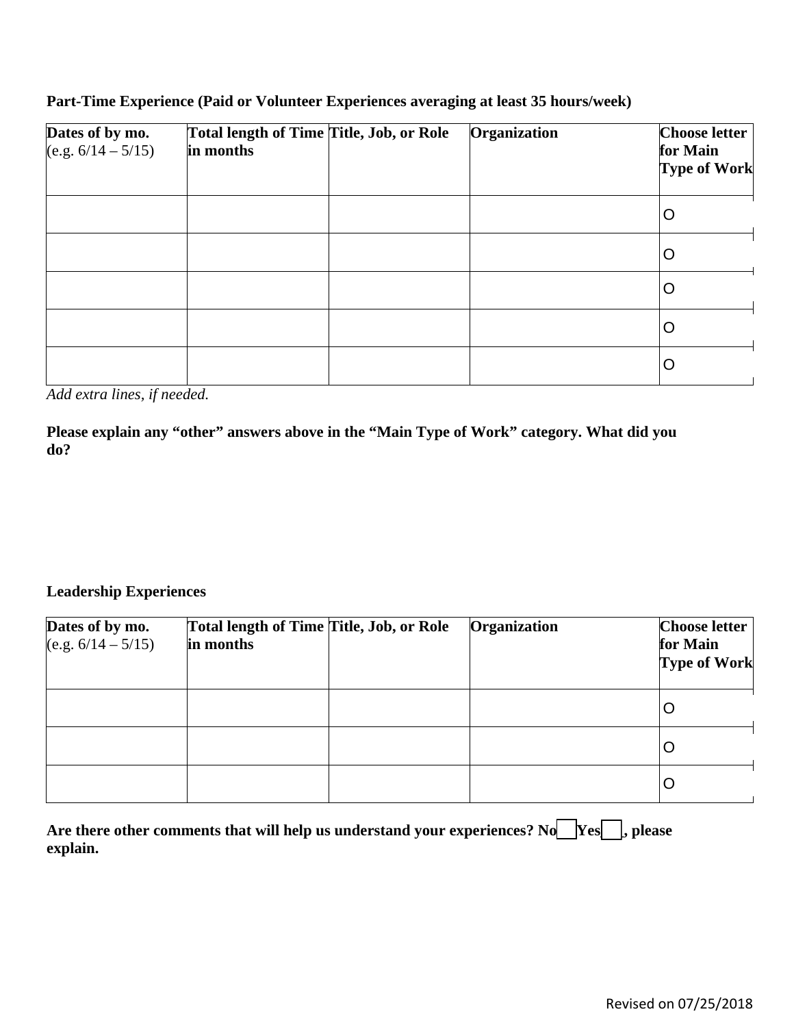**Part-Time Experience (Paid or Volunteer Experiences averaging at least 35 hours/week)**

| **Dates of by mo.** (e.g. 6/14 – 5/15) | **Total length of Time in months** | **Title, Job, or Role** | **Organization** | **Choose letter for Main Type of Work** |
|---|---|---|---|---|
| | | | | O |
| | | | | O |
| | | | | O |
| | | | | O |
| | | | | O |

*Add extra lines, if needed.*

**Please explain any "other" answers above in the "Main Type of Work" category. What did you do?**

**Leadership Experiences**

| **Dates of by mo.** (e.g. 6/14 – 5/15) | **Total length of Time in months** | **Title, Job, or Role** | **Organization** | **Choose letter for Main Type of Work** |
|---|---|---|---|---|
| | | | | O |
| | | | | O |
| | | | | O |

**Are there other comments that will help us understand your experiences? No ☐ Yes ☐, please explain.**

Revised on 07/25/2018